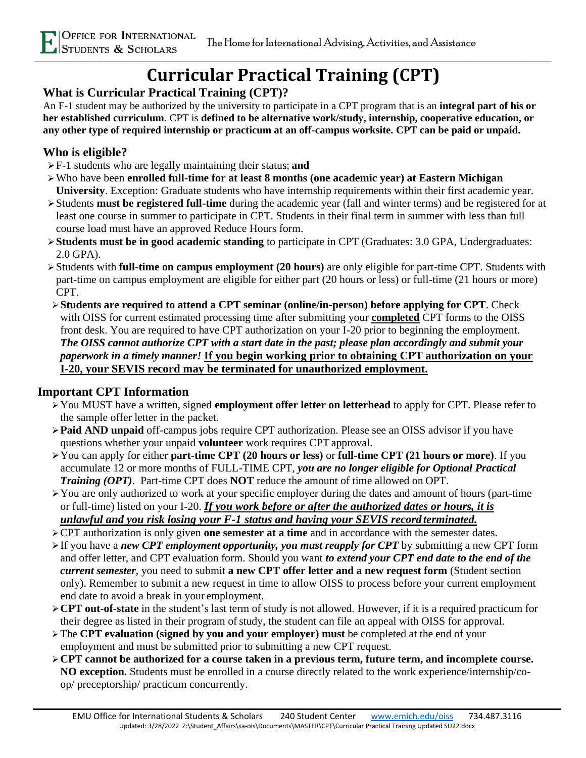# Curricular Practical Training (CPT)

## What is Curricular Practical Training (CPT)?

An F-1 student may be authorized by the university to participate in a CPT program that is an **integral part of his or her established curriculum**. CPT is **defined to be alternative work/study, internship, cooperative education, or any other type of required internship or practicum at an off-campus worksite. CPT can be paid or unpaid.**

## Who is eligible?

- F-1 students who are legally maintaining their status; **and**
- Who have been **enrolled full-time for at least 8 months (one academic year) at Eastern Michigan University**. Exception: Graduate students who have internship requirements within their first academic year.
- Students **must be registered full-time** during the academic year (fall and winter terms) and be registered for at least one course in summer to participate in CPT. Students in their final term in summer with less than full course load must have an approved Reduce Hours form.
- **Students must be in good academic standing** to participate in CPT (Graduates: 3.0 GPA, Undergraduates: 2.0 GPA).
- Students with **full-time on campus employment (20 hours)** are only eligible for part-time CPT. Students with part-time on campus employment are eligible for either part (20 hours or less) or full-time (21 hours or more) CPT.
- **Students are required to attend a CPT seminar (online/in-person) before applying for CPT**. Check with OISS for current estimated processing time after submitting your **completed** CPT forms to the OISS front desk. You are required to have CPT authorization on your I-20 prior to beginning the employment. ***The OISS cannot authorize CPT with a start date in the past; please plan accordingly and submit your paperwork in a timely manner!*** **If you begin working prior to obtaining CPT authorization on your I-20, your SEVIS record may be terminated for unauthorized employment.**

## Important CPT Information

- You MUST have a written, signed **employment offer letter on letterhead** to apply for CPT. Please refer to the sample offer letter in the packet.
- **Paid AND unpaid** off-campus jobs require CPT authorization. Please see an OISS advisor if you have questions whether your unpaid **volunteer** work requires CPT approval.
- You can apply for either **part-time CPT (20 hours or less)** or **full-time CPT (21 hours or more)**. If you accumulate 12 or more months of FULL-TIME CPT, ***you are no longer eligible for Optional Practical Training (OPT)***. Part-time CPT does **NOT** reduce the amount of time allowed on OPT.
- You are only authorized to work at your specific employer during the dates and amount of hours (part-time or full-time) listed on your I-20. ***If you work before or after the authorized dates or hours, it is unlawful and you risk losing your F-1 status and having your SEVIS record terminated.***
- CPT authorization is only given **one semester at a time** and in accordance with the semester dates.
- If you have a ***new CPT employment opportunity, you must reapply for CPT*** by submitting a new CPT form and offer letter, and CPT evaluation form. Should you want ***to extend your CPT end date to the end of the current semester***, you need to submit **a new CPT offer letter and a new request form** (Student section only). Remember to submit a new request in time to allow OISS to process before your current employment end date to avoid a break in your employment.
- **CPT out-of-state** in the student's last term of study is not allowed. However, if it is a required practicum for their degree as listed in their program of study, the student can file an appeal with OISS for approval.
- The **CPT evaluation (signed by you and your employer) must** be completed at the end of your employment and must be submitted prior to submitting a new CPT request.
- **CPT cannot be authorized for a course taken in a previous term, future term, and incomplete course. NO exception.** Students must be enrolled in a course directly related to the work experience/internship/co-op/ preceptorship/ practicum concurrently.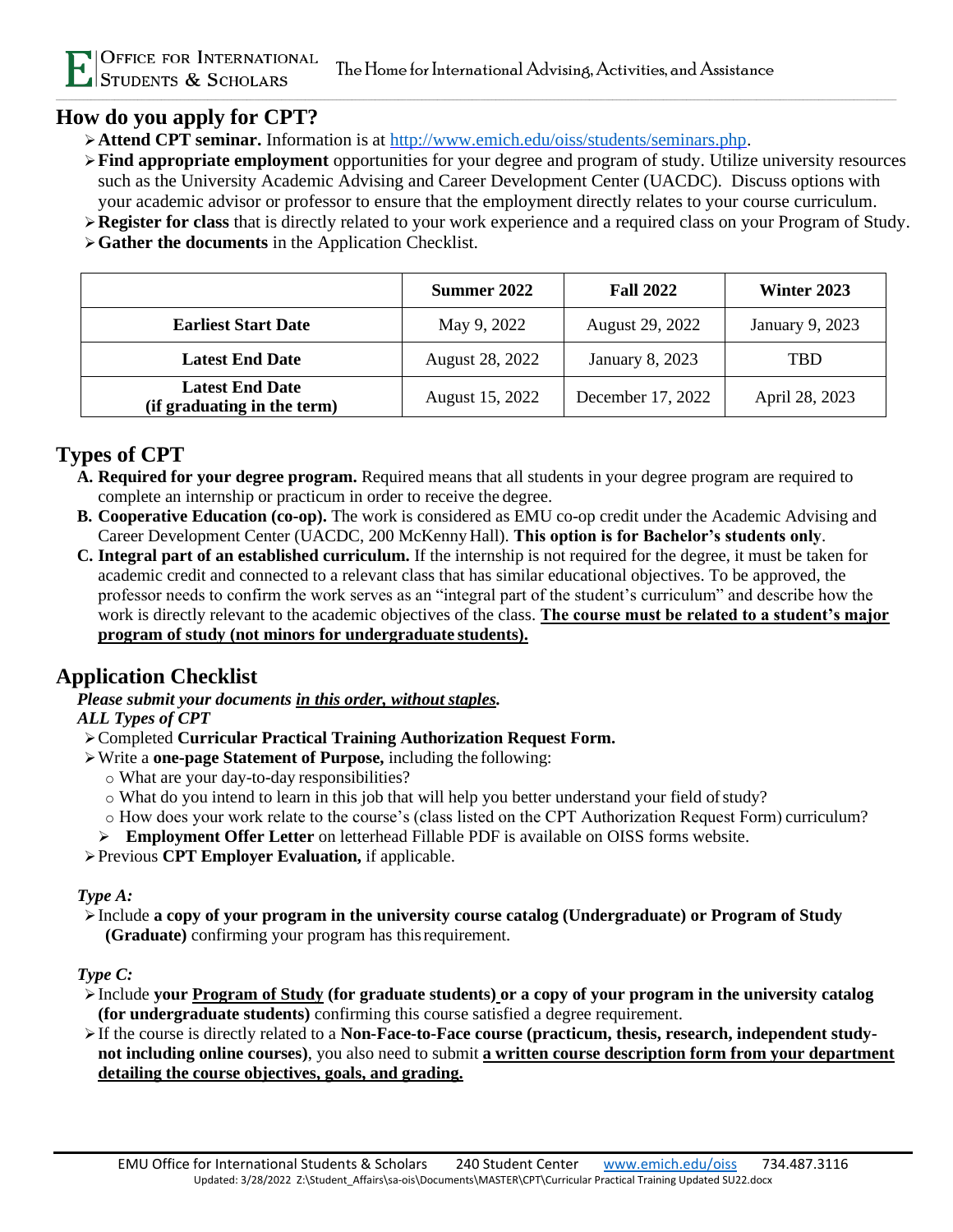## How do you apply for CPT?

- **Attend CPT seminar.** Information is at http://www.emich.edu/oiss/students/seminars.php.
- **Find appropriate employment** opportunities for your degree and program of study. Utilize university resources such as the University Academic Advising and Career Development Center (UACDC). Discuss options with your academic advisor or professor to ensure that the employment directly relates to your course curriculum.
- **Register for class** that is directly related to your work experience and a required class on your Program of Study.
- **Gather the documents** in the Application Checklist.

| | Summer 2022 | Fall 2022 | Winter 2023 |
|---|---|---|---|
| **Earliest Start Date** | May 9, 2022 | August 29, 2022 | January 9, 2023 |
| **Latest End Date** | August 28, 2022 | January 8, 2023 | TBD |
| **Latest End Date (if graduating in the term)** | August 15, 2022 | December 17, 2022 | April 28, 2023 |

## Types of CPT

A. **Required for your degree program.** Required means that all students in your degree program are required to complete an internship or practicum in order to receive the degree.
B. **Cooperative Education (co-op).** The work is considered as EMU co-op credit under the Academic Advising and Career Development Center (UACDC, 200 McKenny Hall). **This option is for Bachelor's students only**.
C. **Integral part of an established curriculum.** If the internship is not required for the degree, it must be taken for academic credit and connected to a relevant class that has similar educational objectives. To be approved, the professor needs to confirm the work serves as an "integral part of the student's curriculum" and describe how the work is directly relevant to the academic objectives of the class. **The course must be related to a student's major program of study (not minors for undergraduate students).**

## Application Checklist

***Please submit your documents in this order, without staples.***

***ALL Types of CPT***

- Completed **Curricular Practical Training Authorization Request Form.**
- Write a **one-page Statement of Purpose,** including the following:
  - What are your day-to-day responsibilities?
  - What do you intend to learn in this job that will help you better understand your field of study?
  - How does your work relate to the course's (class listed on the CPT Authorization Request Form) curriculum?
- **Employment Offer Letter** on letterhead Fillable PDF is available on OISS forms website.
- Previous **CPT Employer Evaluation,** if applicable.

***Type A:***

- Include **a copy of your program in the university course catalog (Undergraduate) or Program of Study (Graduate)** confirming your program has this requirement.

***Type C:***

- Include **your Program of Study (for graduate students) or a copy of your program in the university catalog (for undergraduate students)** confirming this course satisfied a degree requirement.
- If the course is directly related to a **Non-Face-to-Face course (practicum, thesis, research, independent study- not including online courses)**, you also need to submit **a written course description form from your department detailing the course objectives, goals, and grading.**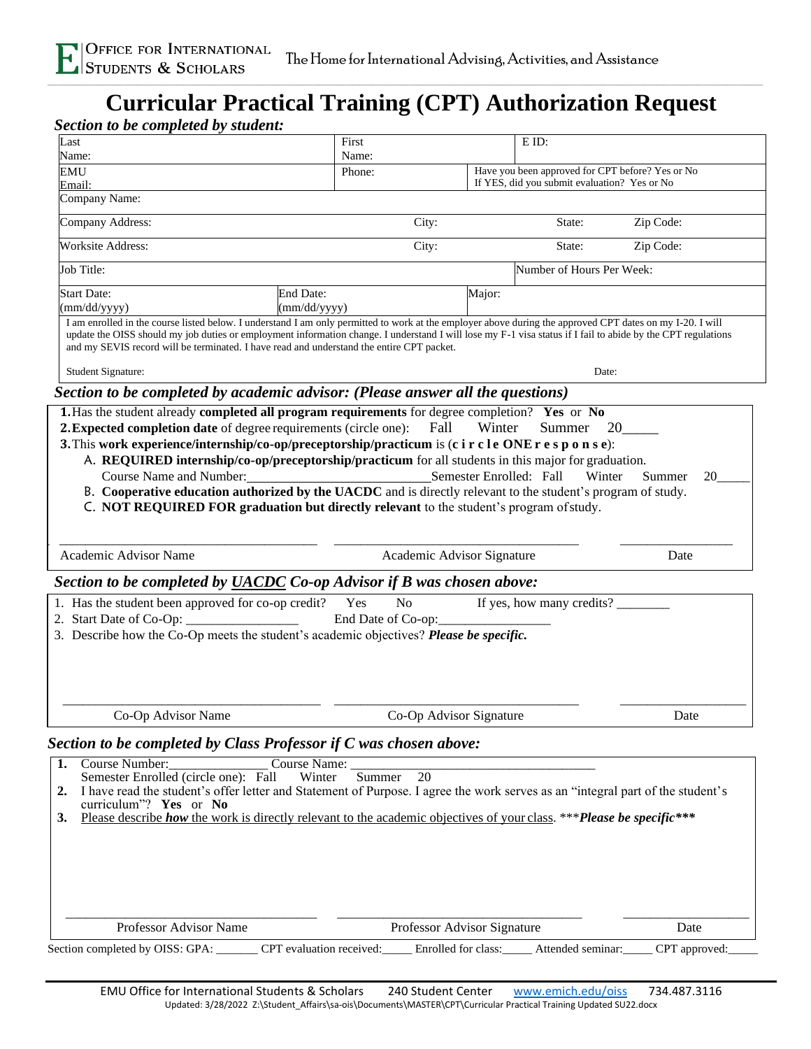# Curricular Practical Training (CPT) Authorization Request

***Section to be completed by student:***

| Last Name: | | First Name: | | E ID: |
|---|---|---|---|---|
| EMU Email: | | Phone: | Have you been approved for CPT before? Yes or No<br>If YES, did you submit evaluation? Yes or No | |
| Company Name: | | | | |
| Company Address: | | City: | State: | Zip Code: |
| Worksite Address: | | City: | State: | Zip Code: |
| Job Title: | | | Number of Hours Per Week: | |
| Start Date: (mm/dd/yyyy) | End Date: (mm/dd/yyyy) | | Major: | |

I am enrolled in the course listed below. I understand I am only permitted to work at the employer above during the approved CPT dates on my I-20. I will update the OISS should my job duties or employment information change. I understand I will lose my F-1 visa status if I fail to abide by the CPT regulations and my SEVIS record will be terminated. I have read and understand the entire CPT packet.

Student Signature: Date:

***Section to be completed by academic advisor: (Please answer all the questions)***

**1.** Has the student already **completed all program requirements** for degree completion? **Yes** or **No**

**2. Expected completion date** of degree requirements (circle one): Fall Winter Summer 20_____

**3.** This **work experience/internship/co-op/preceptorship/practicum** is (**circle ONE response**):

A. **REQUIRED internship/co-op/preceptorship/practicum** for all students in this major for graduation.
Course Name and Number:___________________________ Semester Enrolled: Fall Winter Summer 20_____

B. **Cooperative education authorized by the UACDC** and is directly relevant to the student's program of study.

C. **NOT REQUIRED FOR graduation but directly relevant** to the student's program of study.

_______________________________ _______________________________ ______________
Academic Advisor Name Academic Advisor Signature Date

***Section to be completed by UACDC Co-op Advisor if B was chosen above:***

1. Has the student been approved for co-op credit? Yes No If yes, how many credits? ________
2. Start Date of Co-Op: ________________ End Date of Co-op:________________
3. Describe how the Co-Op meets the student's academic objectives? ***Please be specific.***

_______________________________ _______________________________ ______________
Co-Op Advisor Name Co-Op Advisor Signature Date

***Section to be completed by Class Professor if C was chosen above:***

1. Course Number:______________ Course Name: ___________________________________
   Semester Enrolled (circle one): Fall Winter Summer 20
2. I have read the student's offer letter and Statement of Purpose. I agree the work serves as an "integral part of the student's curriculum"? **Yes** or **No**
3. Please describe ***how*** the work is directly relevant to the academic objectives of your class. \*\*\****Please be specific***\*\*\*

_______________________________ _______________________________ ______________
Professor Advisor Name Professor Advisor Signature Date

Section completed by OISS: GPA: _______ CPT evaluation received:_____ Enrolled for class:_____ Attended seminar:_____ CPT approved:_____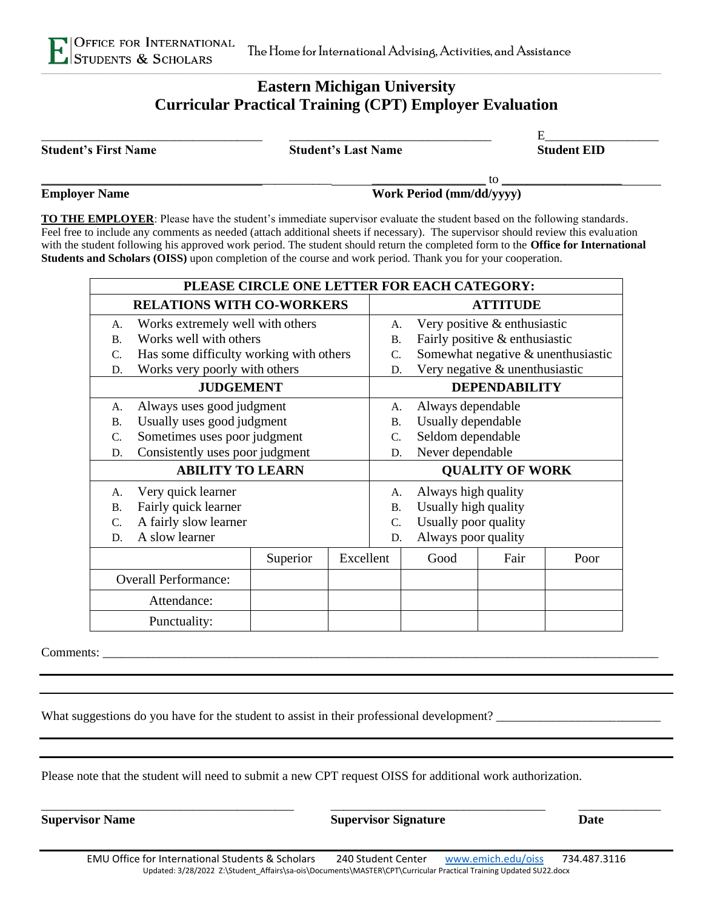OFFICE FOR INTERNATIONAL STUDENTS & SCHOLARS — The Home for International Advising, Activities, and Assistance

# Eastern Michigan University
## Curricular Practical Training (CPT) Employer Evaluation

_______________________________ **Student's First Name**

_______________________________ **Student's Last Name**

E_______________ **Student EID**

_______________________________ **Employer Name**

_______________ to _______________ **Work Period (mm/dd/yyyy)**

**TO THE EMPLOYER**: Please have the student's immediate supervisor evaluate the student based on the following standards. Feel free to include any comments as needed (attach additional sheets if necessary). The supervisor should review this evaluation with the student following his approved work period. The student should return the completed form to the **Office for International Students and Scholars (OISS)** upon completion of the course and work period. Thank you for your cooperation.

**PLEASE CIRCLE ONE LETTER FOR EACH CATEGORY:**

| RELATIONS WITH CO-WORKERS | ATTITUDE |
|---|---|
| A. Works extremely well with others | A. Very positive & enthusiastic |
| B. Works well with others | B. Fairly positive & enthusiastic |
| C. Has some difficulty working with others | C. Somewhat negative & unenthusiastic |
| D. Works very poorly with others | D. Very negative & unenthusiastic |
| **JUDGEMENT** | **DEPENDABILITY** |
| A. Always uses good judgment | A. Always dependable |
| B. Usually uses good judgment | B. Usually dependable |
| C. Sometimes uses poor judgment | C. Seldom dependable |
| D. Consistently uses poor judgment | D. Never dependable |
| **ABILITY TO LEARN** | **QUALITY OF WORK** |
| A. Very quick learner | A. Always high quality |
| B. Fairly quick learner | B. Usually high quality |
| C. A fairly slow learner | C. Usually poor quality |
| D. A slow learner | D. Always poor quality |

| | Superior | Excellent | Good | Fair | Poor |
|---|---|---|---|---|---|
| Overall Performance: | | | | | |
| Attendance: | | | | | |
| Punctuality: | | | | | |

Comments: ____________________________________________________________

____________________________________________________________

____________________________________________________________

What suggestions do you have for the student to assist in their professional development? ____________________

____________________________________________________________

____________________________________________________________

Please note that the student will need to submit a new CPT request OISS for additional work authorization.

_______________________________ **Supervisor Name**

_______________________________ **Supervisor Signature**

_______________ **Date**

EMU Office for International Students & Scholars 240 Student Center www.emich.edu/oiss 734.487.3116

Updated: 3/28/2022 Z:\Student_Affairs\sa-ois\Documents\MASTER\CPT\Curricular Practical Training Updated SU22.docx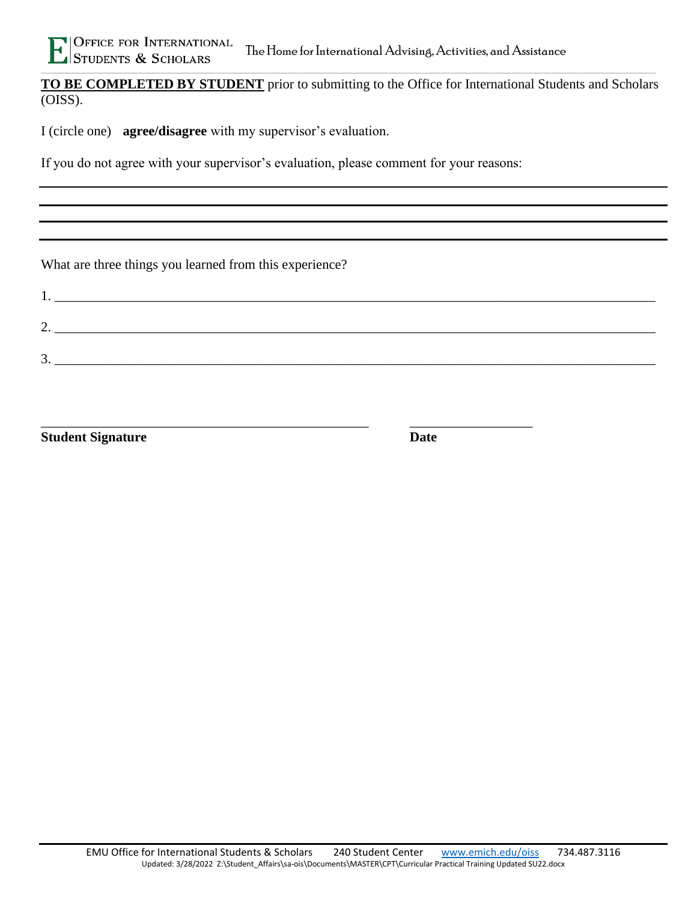**TO BE COMPLETED BY STUDENT** prior to submitting to the Office for International Students and Scholars (OISS).

I (circle one) **agree/disagree** with my supervisor's evaluation.

If you do not agree with your supervisor's evaluation, please comment for your reasons:

___

___

___

___

What are three things you learned from this experience?

1. ______________________________________________________________________________

2. ______________________________________________________________________________

3. ______________________________________________________________________________

_______________________________________________ _________________

**Student Signature** **Date**